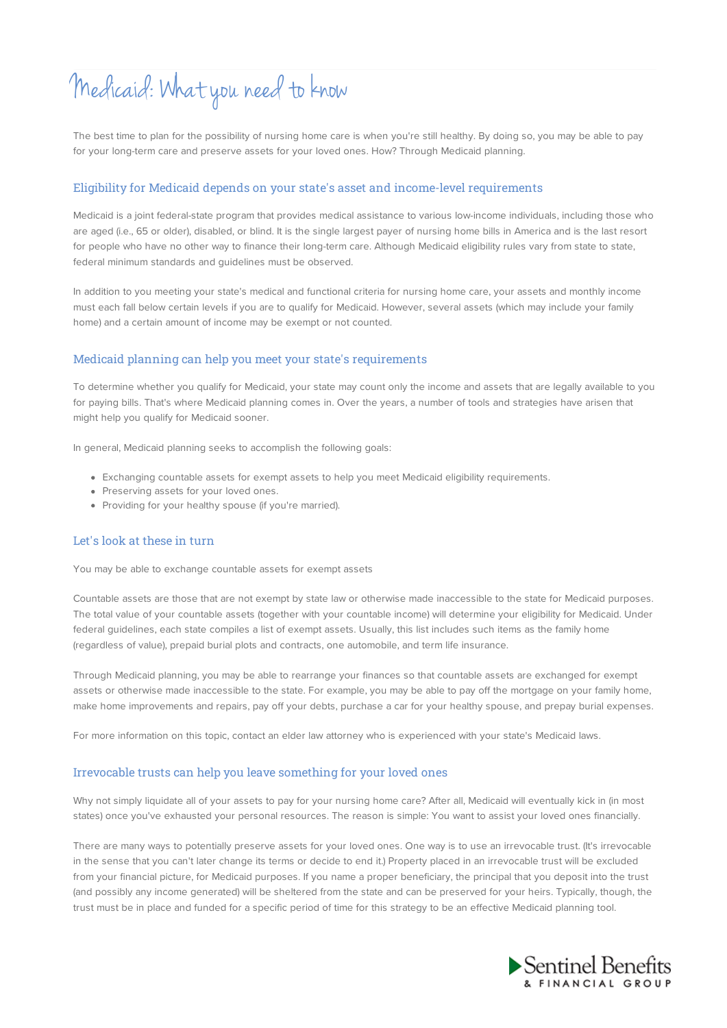# Medicaid: What you need to know

The best time to plan for the possibility of nursing home care is when you're still healthy. By doing so, you may be able to pay for your long-term care and preserve assets for your loved ones. How? Through Medicaid planning.

## Eligibility for Medicaid depends on your state's asset and income-level requirements

Medicaid is a joint federal-state program that provides medical assistance to various low-income individuals, including those who are aged (i.e., 65 or older), disabled, or blind. It is the single largest payer of nursing home bills in America and is the last resort for people who have no other way to finance their long-term care. Although Medicaid eligibility rules vary from state to state, federal minimum standards and guidelines must be observed.

In addition to you meeting your state's medical and functional criteria for nursing home care, your assets and monthly income must each fall below certain levels if you are to qualify for Medicaid. However, several assets (which may include your family home) and a certain amount of income may be exempt or not counted.

## Medicaid planning can help you meet your state's requirements

To determine whether you qualify for Medicaid, your state may count only the income and assets that are legally available to you for paying bills. That's where Medicaid planning comes in. Over the years, a number of tools and strategies have arisen that might help you qualify for Medicaid sooner.

In general, Medicaid planning seeks to accomplish the following goals:

- Exchanging countable assets for exempt assets to help you meet Medicaid eligibility requirements.
- Preserving assets for your loved ones.
- Providing for your healthy spouse (if you're married).

## Let's look at these in turn

You may be able to exchange countable assets for exempt assets

Countable assets are those that are not exempt by state law or otherwise made inaccessible to the state for Medicaid purposes. The total value of your countable assets (together with your countable income) will determine your eligibility for Medicaid. Under federal guidelines, each state compiles a list of exempt assets. Usually, this list includes such items as the family home (regardless of value), prepaid burial plots and contracts, one automobile, and term life insurance.

Through Medicaid planning, you may be able to rearrange your finances so that countable assets are exchanged for exempt assets or otherwise made inaccessible to the state. For example, you may be able to pay off the mortgage on your family home, make home improvements and repairs, pay off your debts, purchase a car for your healthy spouse, and prepay burial expenses.

For more information on this topic, contact an elder law attorney who is experienced with your state's Medicaid laws.

## Irrevocable trusts can help you leave something for your loved ones

Why not simply liquidate all of your assets to pay for your nursing home care? After all, Medicaid will eventually kick in (in most states) once you've exhausted your personal resources. The reason is simple: You want to assist your loved ones financially.

There are many ways to potentially preserve assets for your loved ones. One way is to use an irrevocable trust. (It's irrevocable in the sense that you can't later change its terms or decide to end it.) Property placed in an irrevocable trust will be excluded from your financial picture, for Medicaid purposes. If you name a proper beneficiary, the principal that you deposit into the trust (and possibly any income generated) will be sheltered from the state and can be preserved for your heirs. Typically, though, the trust must be in place and funded for a specific period of time for this strategy to be an effective Medicaid planning tool.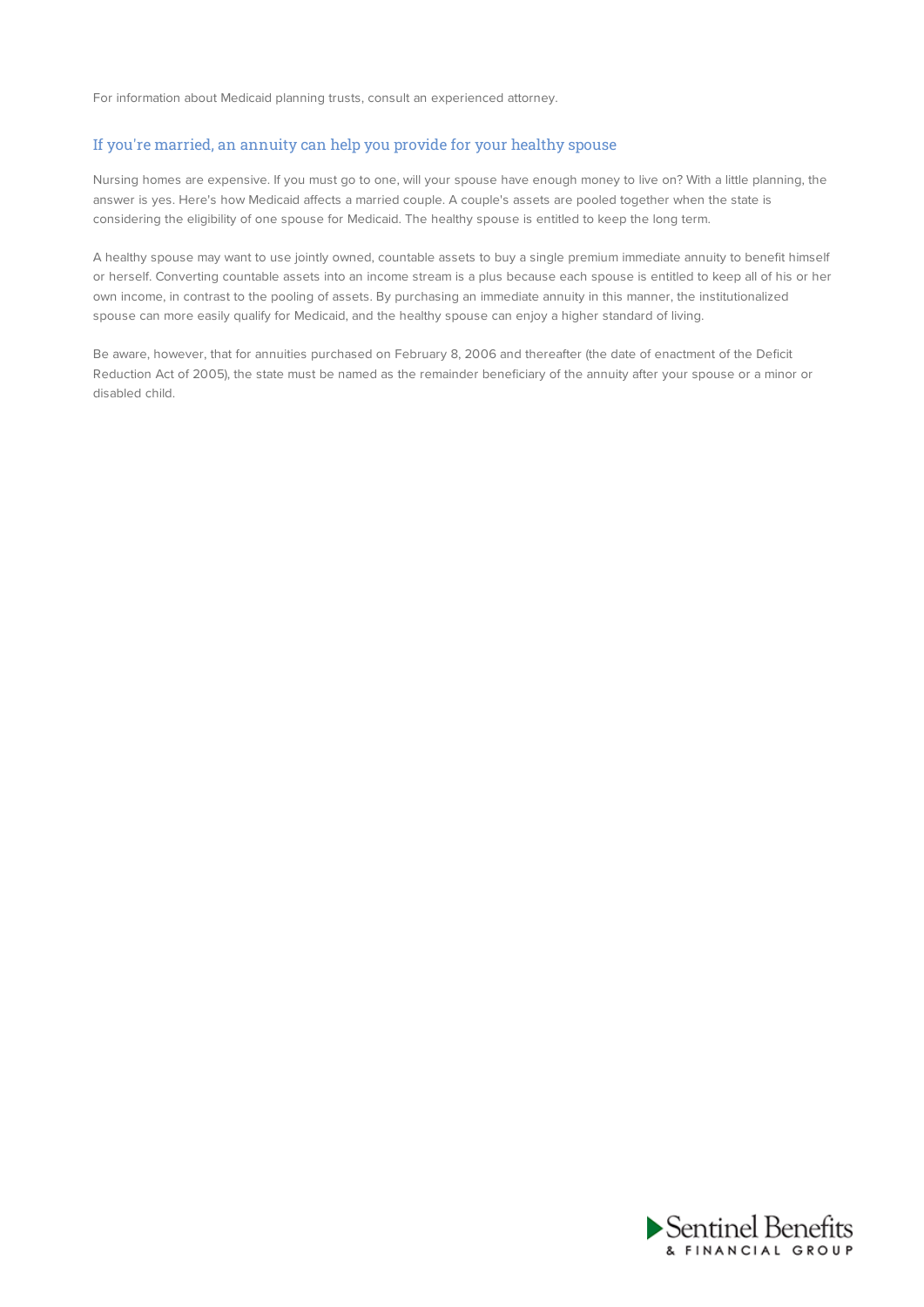For information about Medicaid planning trusts, consult an experienced attorney.

## If you're married, an annuity can help you provide for your healthy spouse

Nursing homes are expensive. If you must go to one, will your spouse have enough money to live on? With a little planning, the answer is yes. Here's how Medicaid affects a married couple. A couple's assets are pooled together when the state is considering the eligibility of one spouse for Medicaid. The healthy spouse is entitled to keep the long term.

A healthy spouse may want to use jointly owned, countable assets to buy a single premium immediate annuity to benefit himself or herself. Converting countable assets into an income stream is a plus because each spouse is entitled to keep all of his or her own income, in contrast to the pooling of assets. By purchasing an immediate annuity in this manner, the institutionalized spouse can more easily qualify for Medicaid, and the healthy spouse can enjoy a higher standard of living.

Be aware, however, that for annuities purchased on February 8, 2006 and thereafter (the date of enactment of the Deficit Reduction Act of 2005), the state must be named as the remainder beneficiary of the annuity after your spouse or a minor or disabled child.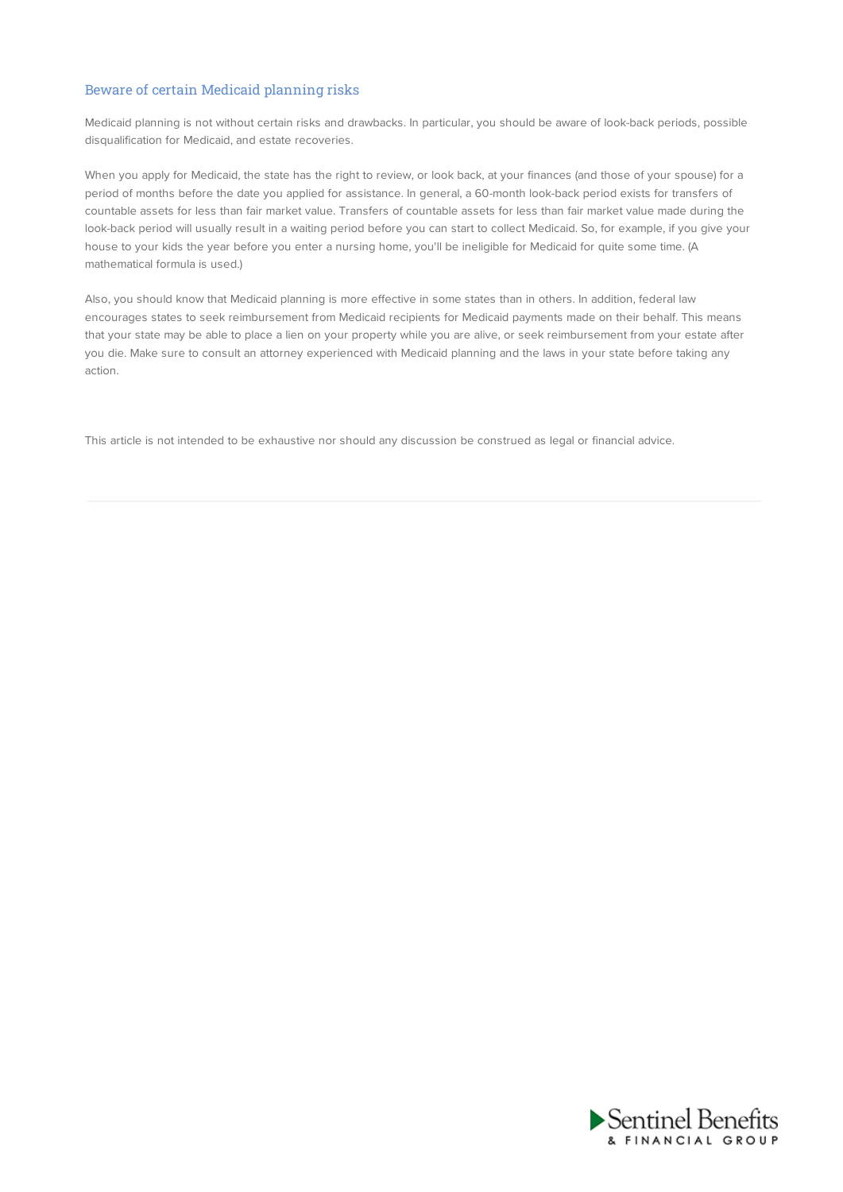## Beware of certain Medicaid planning risks

Medicaid planning is not without certain risks and drawbacks. In particular, you should be aware of look-back periods, possible disqualification for Medicaid, and estate recoveries.

When you apply for Medicaid, the state has the right to review, or look back, at your finances (and those of your spouse) for a period of months before the date you applied for assistance. In general, a 60-month look-back period exists for transfers of countable assets for less than fair market value. Transfers of countable assets for less than fair market value made during the look-back period will usually result in a waiting period before you can start to collect Medicaid. So, for example, if you give your house to your kids the year before you enter a nursing home, you'll be ineligible for Medicaid for quite some time. (A mathematical formula is used.)

Also, you should know that Medicaid planning is more effective in some states than in others. In addition, federal law encourages states to seek reimbursement from Medicaid recipients for Medicaid payments made on their behalf. This means that your state may be able to place a lien on your property while you are alive, or seek reimbursement from your estate after you die. Make sure to consult an attorney experienced with Medicaid planning and the laws in your state before taking any action.

This article is not intended to be exhaustive nor should any discussion be construed as legal or financial advice.

Sentinel Benefits & Financial Group